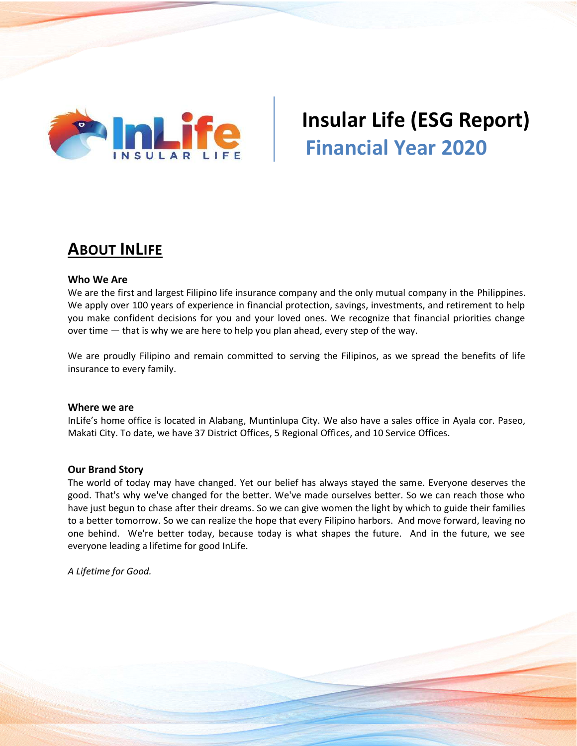# Insular Life (ESG Report)
## Financial Year 2020

## ABOUT INLIFE

### Who We Are

We are the first and largest Filipino life insurance company and the only mutual company in the Philippines. We apply over 100 years of experience in financial protection, savings, investments, and retirement to help you make confident decisions for you and your loved ones. We recognize that financial priorities change over time — that is why we are here to help you plan ahead, every step of the way.

We are proudly Filipino and remain committed to serving the Filipinos, as we spread the benefits of life insurance to every family.

### Where we are

InLife's home office is located in Alabang, Muntinlupa City. We also have a sales office in Ayala cor. Paseo, Makati City. To date, we have 37 District Offices, 5 Regional Offices, and 10 Service Offices.

### Our Brand Story

The world of today may have changed. Yet our belief has always stayed the same. Everyone deserves the good. That's why we've changed for the better. We've made ourselves better. So we can reach those who have just begun to chase after their dreams. So we can give women the light by which to guide their families to a better tomorrow. So we can realize the hope that every Filipino harbors. And move forward, leaving no one behind. We're better today, because today is what shapes the future. And in the future, we see everyone leading a lifetime for good InLife.

*A Lifetime for Good.*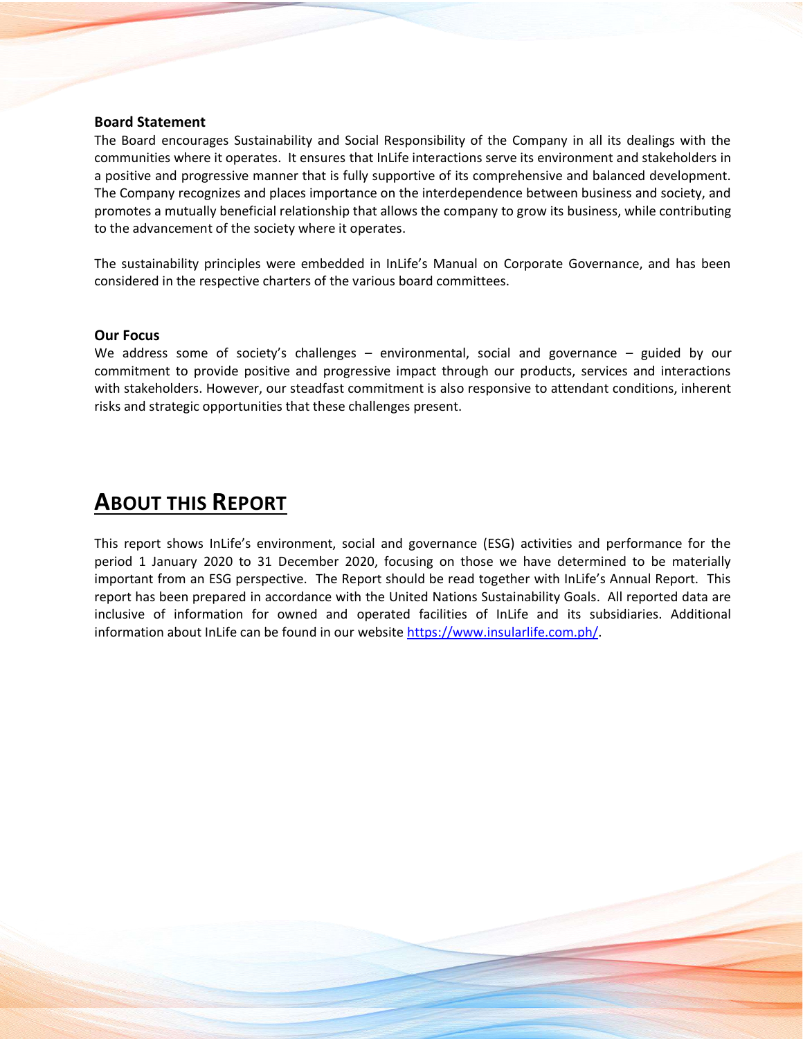### Board Statement

The Board encourages Sustainability and Social Responsibility of the Company in all its dealings with the communities where it operates. It ensures that InLife interactions serve its environment and stakeholders in a positive and progressive manner that is fully supportive of its comprehensive and balanced development. The Company recognizes and places importance on the interdependence between business and society, and promotes a mutually beneficial relationship that allows the company to grow its business, while contributing to the advancement of the society where it operates.

The sustainability principles were embedded in InLife's Manual on Corporate Governance, and has been considered in the respective charters of the various board committees.

### Our Focus

We address some of society's challenges – environmental, social and governance – guided by our commitment to provide positive and progressive impact through our products, services and interactions with stakeholders. However, our steadfast commitment is also responsive to attendant conditions, inherent risks and strategic opportunities that these challenges present.

## ABOUT THIS REPORT

This report shows InLife's environment, social and governance (ESG) activities and performance for the period 1 January 2020 to 31 December 2020, focusing on those we have determined to be materially important from an ESG perspective. The Report should be read together with InLife's Annual Report. This report has been prepared in accordance with the United Nations Sustainability Goals. All reported data are inclusive of information for owned and operated facilities of InLife and its subsidiaries. Additional information about InLife can be found in our website https://www.insularlife.com.ph/.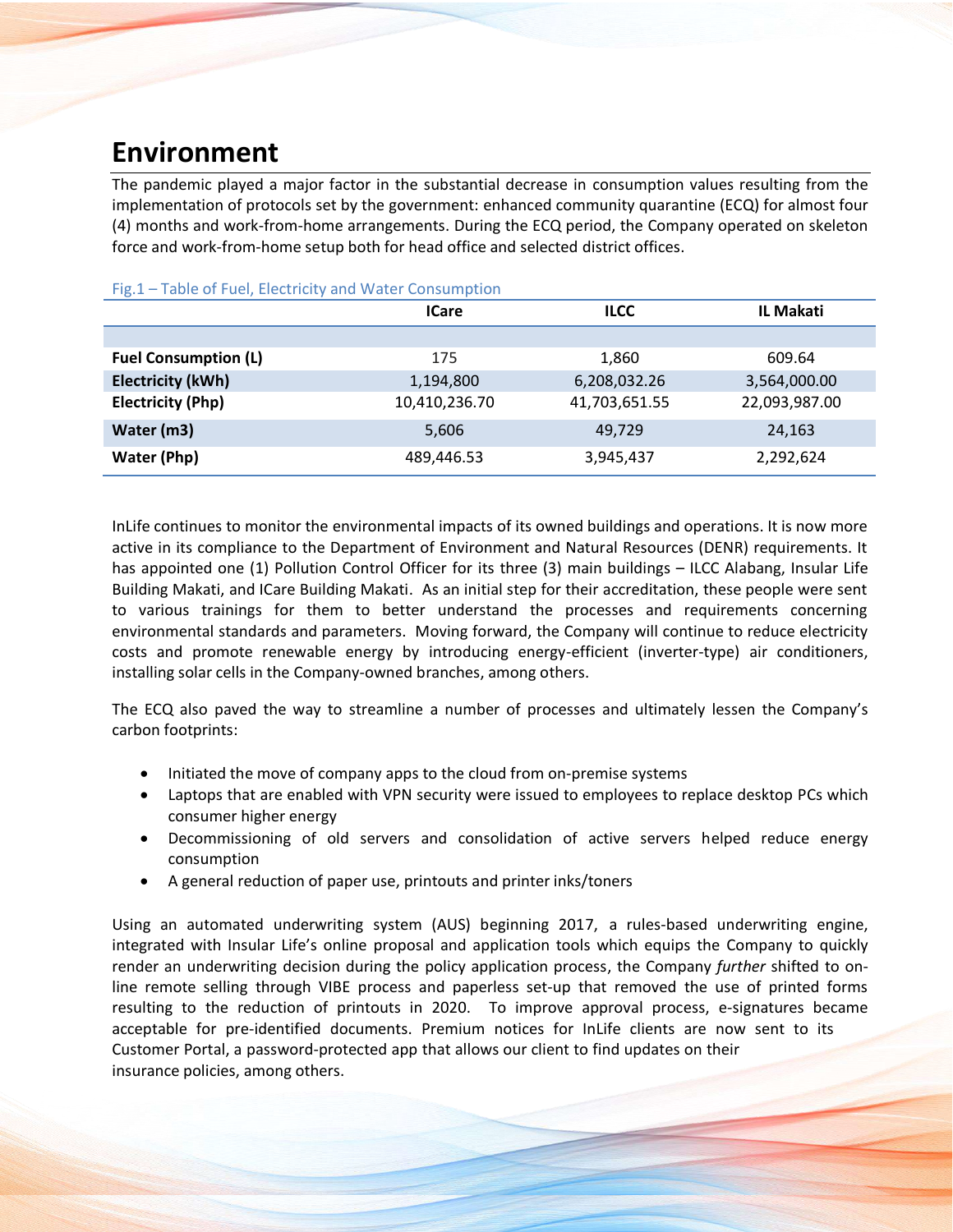# Environment

The pandemic played a major factor in the substantial decrease in consumption values resulting from the implementation of protocols set by the government: enhanced community quarantine (ECQ) for almost four (4) months and work-from-home arrangements. During the ECQ period, the Company operated on skeleton force and work-from-home setup both for head office and selected district offices.

Fig.1 – Table of Fuel, Electricity and Water Consumption

| | ICare | ILCC | IL Makati |
|---|---|---|---|
| **Fuel Consumption (L)** | 175 | 1,860 | 609.64 |
| **Electricity (kWh)** | 1,194,800 | 6,208,032.26 | 3,564,000.00 |
| **Electricity (Php)** | 10,410,236.70 | 41,703,651.55 | 22,093,987.00 |
| **Water (m3)** | 5,606 | 49,729 | 24,163 |
| **Water (Php)** | 489,446.53 | 3,945,437 | 2,292,624 |

InLife continues to monitor the environmental impacts of its owned buildings and operations. It is now more active in its compliance to the Department of Environment and Natural Resources (DENR) requirements. It has appointed one (1) Pollution Control Officer for its three (3) main buildings – ILCC Alabang, Insular Life Building Makati, and ICare Building Makati. As an initial step for their accreditation, these people were sent to various trainings for them to better understand the processes and requirements concerning environmental standards and parameters. Moving forward, the Company will continue to reduce electricity costs and promote renewable energy by introducing energy-efficient (inverter-type) air conditioners, installing solar cells in the Company-owned branches, among others.

The ECQ also paved the way to streamline a number of processes and ultimately lessen the Company's carbon footprints:

- Initiated the move of company apps to the cloud from on-premise systems
- Laptops that are enabled with VPN security were issued to employees to replace desktop PCs which consumer higher energy
- Decommissioning of old servers and consolidation of active servers helped reduce energy consumption
- A general reduction of paper use, printouts and printer inks/toners

Using an automated underwriting system (AUS) beginning 2017, a rules-based underwriting engine, integrated with Insular Life's online proposal and application tools which equips the Company to quickly render an underwriting decision during the policy application process, the Company *further* shifted to on-line remote selling through VIBE process and paperless set-up that removed the use of printed forms resulting to the reduction of printouts in 2020. To improve approval process, e-signatures became acceptable for pre-identified documents. Premium notices for InLife clients are now sent to its Customer Portal, a password-protected app that allows our client to find updates on their insurance policies, among others.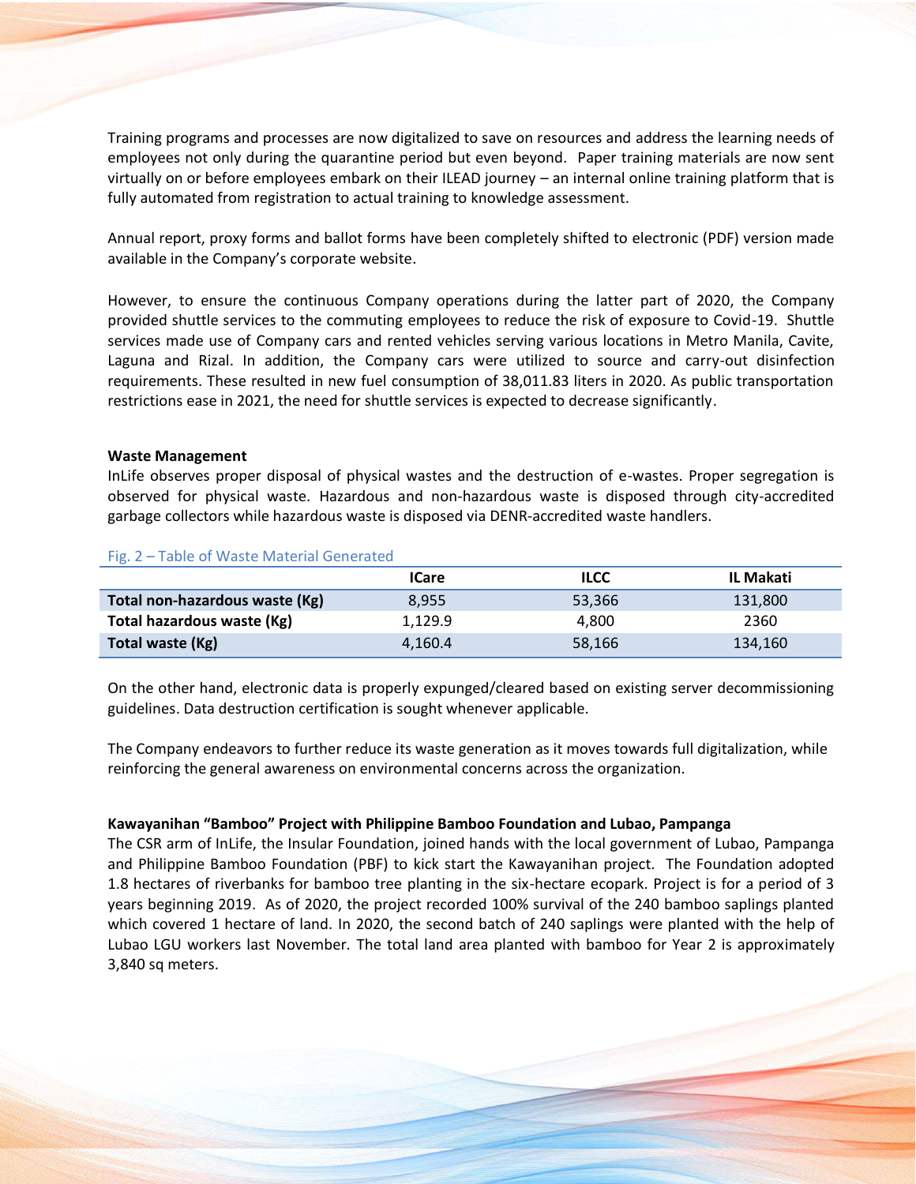Training programs and processes are now digitalized to save on resources and address the learning needs of employees not only during the quarantine period but even beyond. Paper training materials are now sent virtually on or before employees embark on their ILEAD journey – an internal online training platform that is fully automated from registration to actual training to knowledge assessment.

Annual report, proxy forms and ballot forms have been completely shifted to electronic (PDF) version made available in the Company's corporate website.

However, to ensure the continuous Company operations during the latter part of 2020, the Company provided shuttle services to the commuting employees to reduce the risk of exposure to Covid-19. Shuttle services made use of Company cars and rented vehicles serving various locations in Metro Manila, Cavite, Laguna and Rizal. In addition, the Company cars were utilized to source and carry-out disinfection requirements. These resulted in new fuel consumption of 38,011.83 liters in 2020. As public transportation restrictions ease in 2021, the need for shuttle services is expected to decrease significantly.

**Waste Management**

InLife observes proper disposal of physical wastes and the destruction of e-wastes. Proper segregation is observed for physical waste. Hazardous and non-hazardous waste is disposed through city-accredited garbage collectors while hazardous waste is disposed via DENR-accredited waste handlers.

Fig. 2 – Table of Waste Material Generated

| | ICare | ILCC | IL Makati |
|---|---|---|---|
| **Total non-hazardous waste (Kg)** | 8,955 | 53,366 | 131,800 |
| **Total hazardous waste (Kg)** | 1,129.9 | 4,800 | 2360 |
| **Total waste (Kg)** | 4,160.4 | 58,166 | 134,160 |

On the other hand, electronic data is properly expunged/cleared based on existing server decommissioning guidelines. Data destruction certification is sought whenever applicable.

The Company endeavors to further reduce its waste generation as it moves towards full digitalization, while reinforcing the general awareness on environmental concerns across the organization.

**Kawayanihan "Bamboo" Project with Philippine Bamboo Foundation and Lubao, Pampanga**

The CSR arm of InLife, the Insular Foundation, joined hands with the local government of Lubao, Pampanga and Philippine Bamboo Foundation (PBF) to kick start the Kawayanihan project. The Foundation adopted 1.8 hectares of riverbanks for bamboo tree planting in the six-hectare ecopark. Project is for a period of 3 years beginning 2019. As of 2020, the project recorded 100% survival of the 240 bamboo saplings planted which covered 1 hectare of land. In 2020, the second batch of 240 saplings were planted with the help of Lubao LGU workers last November. The total land area planted with bamboo for Year 2 is approximately 3,840 sq meters.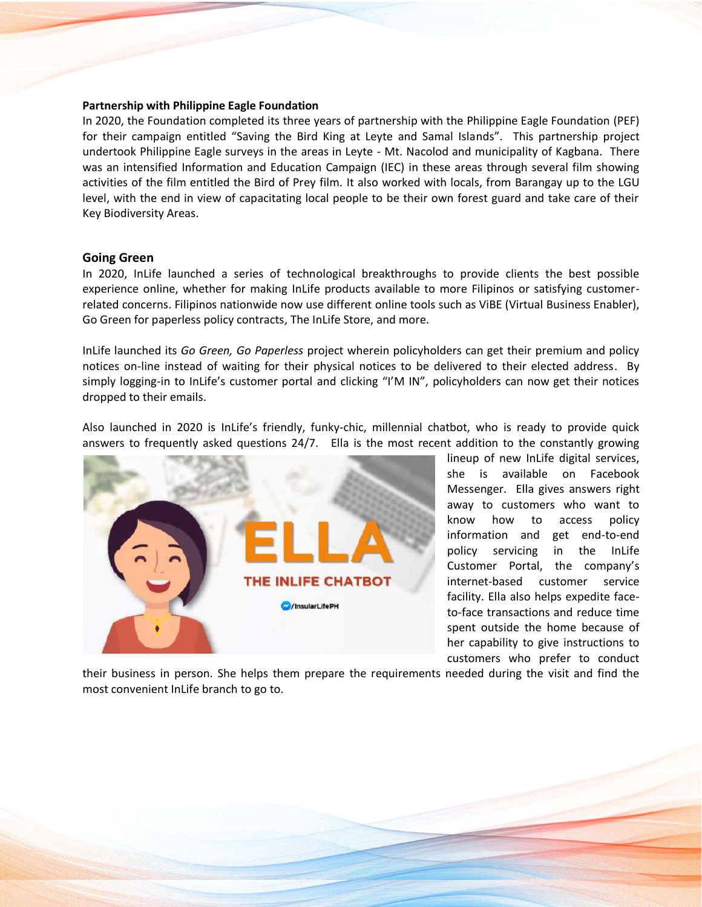**Partnership with Philippine Eagle Foundation**

In 2020, the Foundation completed its three years of partnership with the Philippine Eagle Foundation (PEF) for their campaign entitled "Saving the Bird King at Leyte and Samal Islands". This partnership project undertook Philippine Eagle surveys in the areas in Leyte - Mt. Nacolod and municipality of Kagbana. There was an intensified Information and Education Campaign (IEC) in these areas through several film showing activities of the film entitled the Bird of Prey film. It also worked with locals, from Barangay up to the LGU level, with the end in view of capacitating local people to be their own forest guard and take care of their Key Biodiversity Areas.

## Going Green

In 2020, InLife launched a series of technological breakthroughs to provide clients the best possible experience online, whether for making InLife products available to more Filipinos or satisfying customer-related concerns. Filipinos nationwide now use different online tools such as ViBE (Virtual Business Enabler), Go Green for paperless policy contracts, The InLife Store, and more.

InLife launched its *Go Green, Go Paperless* project wherein policyholders can get their premium and policy notices on-line instead of waiting for their physical notices to be delivered to their elected address. By simply logging-in to InLife's customer portal and clicking "I'M IN", policyholders can now get their notices dropped to their emails.

Also launched in 2020 is InLife's friendly, funky-chic, millennial chatbot, who is ready to provide quick answers to frequently asked questions 24/7. Ella is the most recent addition to the constantly growing lineup of new InLife digital services, she is available on Facebook Messenger. Ella gives answers right away to customers who want to know how to access policy information and get end-to-end policy servicing in the InLife Customer Portal, the company's internet-based customer service facility. Ella also helps expedite face-to-face transactions and reduce time spent outside the home because of her capability to give instructions to customers who prefer to conduct their business in person. She helps them prepare the requirements needed during the visit and find the most convenient InLife branch to go to.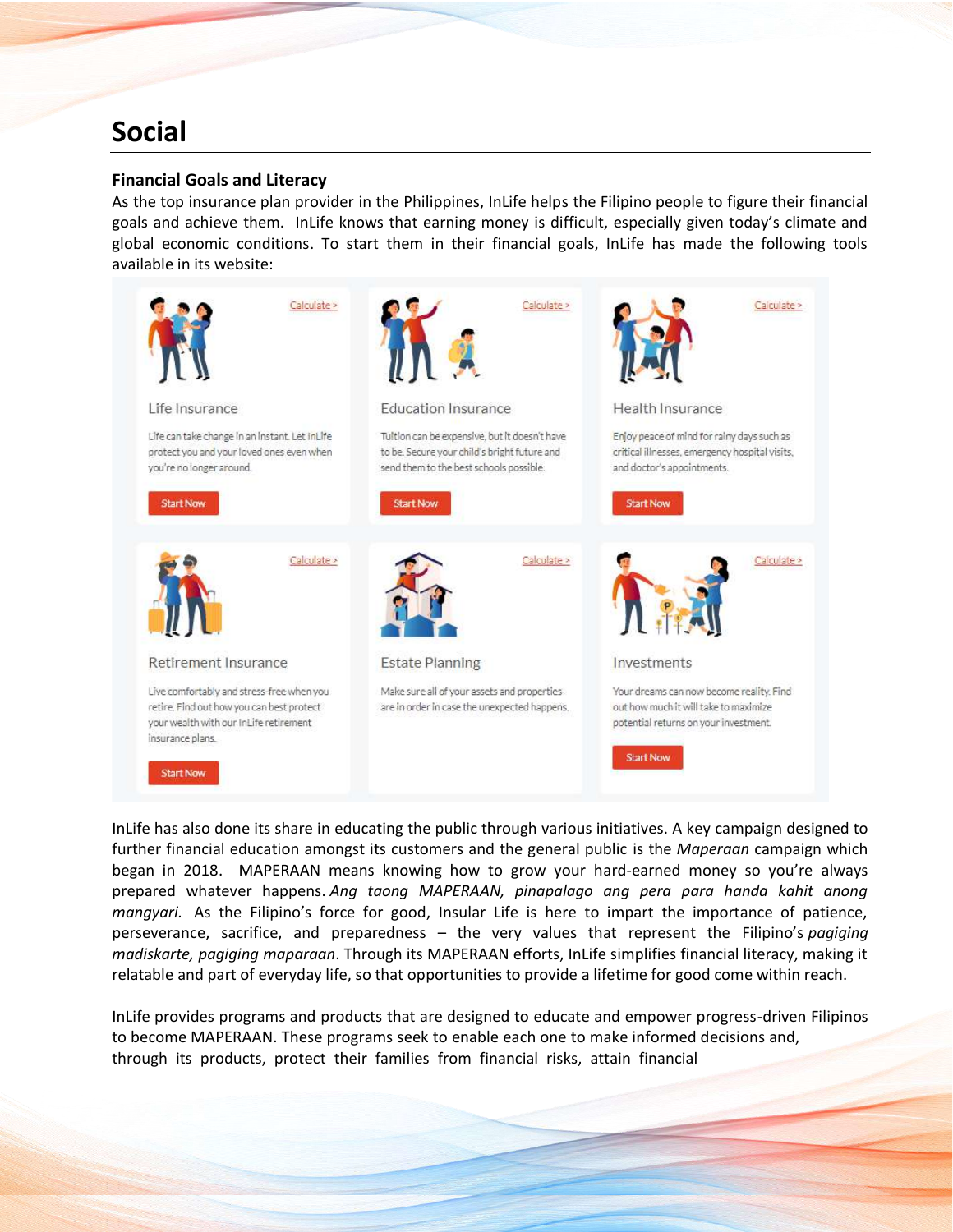# Social

## Financial Goals and Literacy

As the top insurance plan provider in the Philippines, InLife helps the Filipino people to figure their financial goals and achieve them. InLife knows that earning money is difficult, especially given today's climate and global economic conditions. To start them in their financial goals, InLife has made the following tools available in its website:

| Life Insurance | Education Insurance | Health Insurance |
|---|---|---|
| Calculate > | Calculate > | Calculate > |
| Life can take change in an instant. Let InLife protect you and your loved ones even when you're no longer around. | Tuition can be expensive, but it doesn't have to be. Secure your child's bright future and send them to the best schools possible. | Enjoy peace of mind for rainy days such as critical illnesses, emergency hospital visits, and doctor's appointments. |
| Start Now | Start Now | Start Now |

| Retirement Insurance | Estate Planning | Investments |
|---|---|---|
| Calculate > | Calculate > | Calculate > |
| Live comfortably and stress-free when you retire. Find out how you can best protect your wealth with our InLife retirement insurance plans. | Make sure all of your assets and properties are in order in case the unexpected happens. | Your dreams can now become reality. Find out how much it will take to maximize potential returns on your investment. |
| Start Now | | Start Now |

InLife has also done its share in educating the public through various initiatives. A key campaign designed to further financial education amongst its customers and the general public is the *Maperaan* campaign which began in 2018. MAPERAAN means knowing how to grow your hard-earned money so you're always prepared whatever happens. *Ang taong MAPERAAN, pinapalago ang pera para handa kahit anong mangyari*. As the Filipino's force for good, Insular Life is here to impart the importance of patience, perseverance, sacrifice, and preparedness – the very values that represent the Filipino's *pagiging madiskarte, pagiging maparaan*. Through its MAPERAAN efforts, InLife simplifies financial literacy, making it relatable and part of everyday life, so that opportunities to provide a lifetime for good come within reach.

InLife provides programs and products that are designed to educate and empower progress-driven Filipinos to become MAPERAAN. These programs seek to enable each one to make informed decisions and, through its products, protect their families from financial risks, attain financial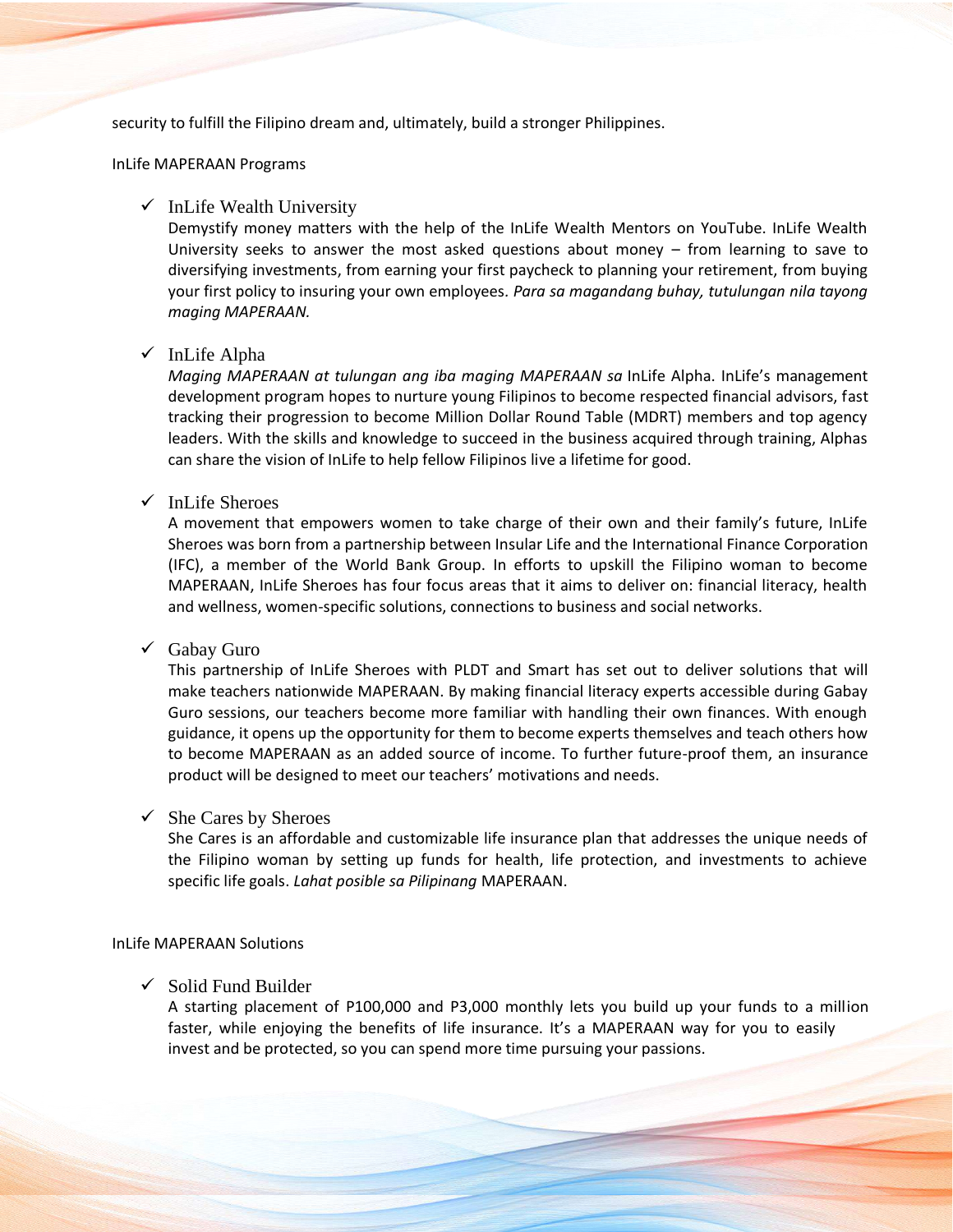security to fulfill the Filipino dream and, ultimately, build a stronger Philippines.

InLife MAPERAAN Programs

- ✓ InLife Wealth University

  Demystify money matters with the help of the InLife Wealth Mentors on YouTube. InLife Wealth University seeks to answer the most asked questions about money – from learning to save to diversifying investments, from earning your first paycheck to planning your retirement, from buying your first policy to insuring your own employees. *Para sa magandang buhay, tutulungan nila tayong maging MAPERAAN.*

- ✓ InLife Alpha

  *Maging MAPERAAN at tulungan ang iba maging MAPERAAN sa* InLife Alpha. InLife's management development program hopes to nurture young Filipinos to become respected financial advisors, fast tracking their progression to become Million Dollar Round Table (MDRT) members and top agency leaders. With the skills and knowledge to succeed in the business acquired through training, Alphas can share the vision of InLife to help fellow Filipinos live a lifetime for good.

- ✓ InLife Sheroes

  A movement that empowers women to take charge of their own and their family's future, InLife Sheroes was born from a partnership between Insular Life and the International Finance Corporation (IFC), a member of the World Bank Group. In efforts to upskill the Filipino woman to become MAPERAAN, InLife Sheroes has four focus areas that it aims to deliver on: financial literacy, health and wellness, women-specific solutions, connections to business and social networks.

- ✓ Gabay Guro

  This partnership of InLife Sheroes with PLDT and Smart has set out to deliver solutions that will make teachers nationwide MAPERAAN. By making financial literacy experts accessible during Gabay Guro sessions, our teachers become more familiar with handling their own finances. With enough guidance, it opens up the opportunity for them to become experts themselves and teach others how to become MAPERAAN as an added source of income. To further future-proof them, an insurance product will be designed to meet our teachers' motivations and needs.

- ✓ She Cares by Sheroes

  She Cares is an affordable and customizable life insurance plan that addresses the unique needs of the Filipino woman by setting up funds for health, life protection, and investments to achieve specific life goals. *Lahat posible sa Pilipinang* MAPERAAN.

InLife MAPERAAN Solutions

- ✓ Solid Fund Builder

  A starting placement of P100,000 and P3,000 monthly lets you build up your funds to a million faster, while enjoying the benefits of life insurance. It's a MAPERAAN way for you to easily invest and be protected, so you can spend more time pursuing your passions.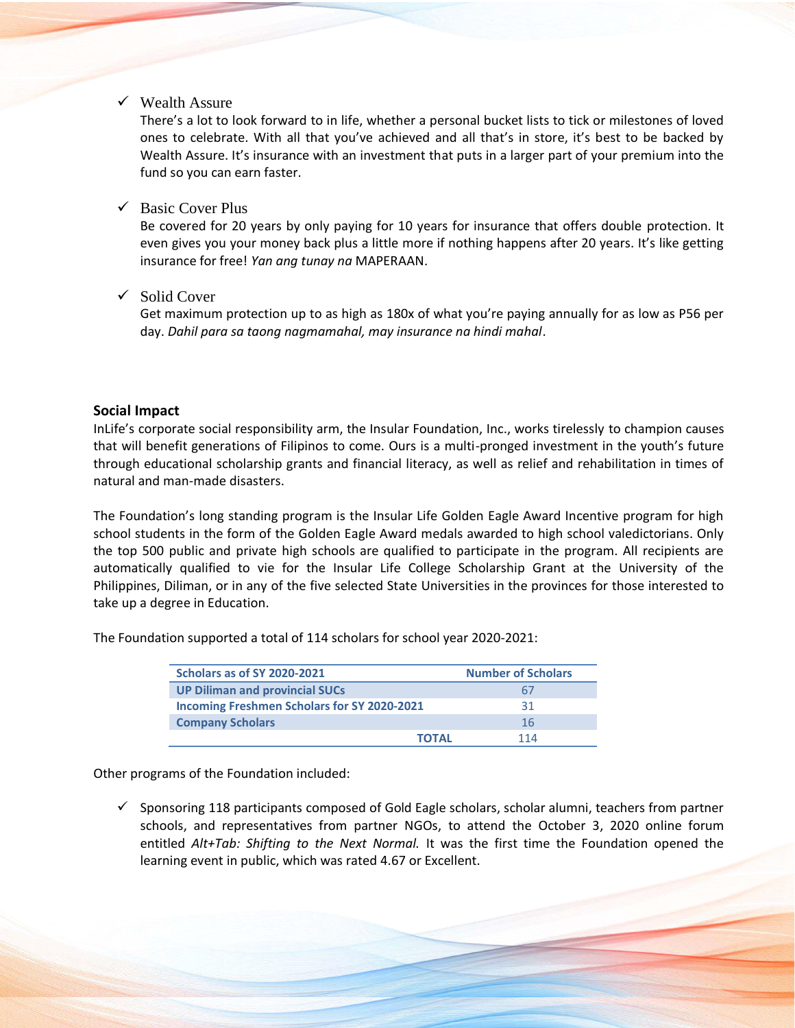- ✓ Wealth Assure

  There's a lot to look forward to in life, whether a personal bucket lists to tick or milestones of loved ones to celebrate. With all that you've achieved and all that's in store, it's best to be backed by Wealth Assure. It's insurance with an investment that puts in a larger part of your premium into the fund so you can earn faster.

- ✓ Basic Cover Plus

  Be covered for 20 years by only paying for 10 years for insurance that offers double protection. It even gives you your money back plus a little more if nothing happens after 20 years. It's like getting insurance for free! *Yan ang tunay na* MAPERAAN.

- ✓ Solid Cover

  Get maximum protection up to as high as 180x of what you're paying annually for as low as P56 per day. *Dahil para sa taong nagmamahal, may insurance na hindi mahal*.

**Social Impact**

InLife's corporate social responsibility arm, the Insular Foundation, Inc., works tirelessly to champion causes that will benefit generations of Filipinos to come. Ours is a multi-pronged investment in the youth's future through educational scholarship grants and financial literacy, as well as relief and rehabilitation in times of natural and man-made disasters.

The Foundation's long standing program is the Insular Life Golden Eagle Award Incentive program for high school students in the form of the Golden Eagle Award medals awarded to high school valedictorians. Only the top 500 public and private high schools are qualified to participate in the program. All recipients are automatically qualified to vie for the Insular Life College Scholarship Grant at the University of the Philippines, Diliman, or in any of the five selected State Universities in the provinces for those interested to take up a degree in Education.

The Foundation supported a total of 114 scholars for school year 2020-2021:

| Scholars as of SY 2020-2021 | Number of Scholars |
|---|---|
| UP Diliman and provincial SUCs | 67 |
| Incoming Freshmen Scholars for SY 2020-2021 | 31 |
| Company Scholars | 16 |
| TOTAL | 114 |

Other programs of the Foundation included:

- ✓ Sponsoring 118 participants composed of Gold Eagle scholars, scholar alumni, teachers from partner schools, and representatives from partner NGOs, to attend the October 3, 2020 online forum entitled *Alt+Tab: Shifting to the Next Normal.* It was the first time the Foundation opened the learning event in public, which was rated 4.67 or Excellent.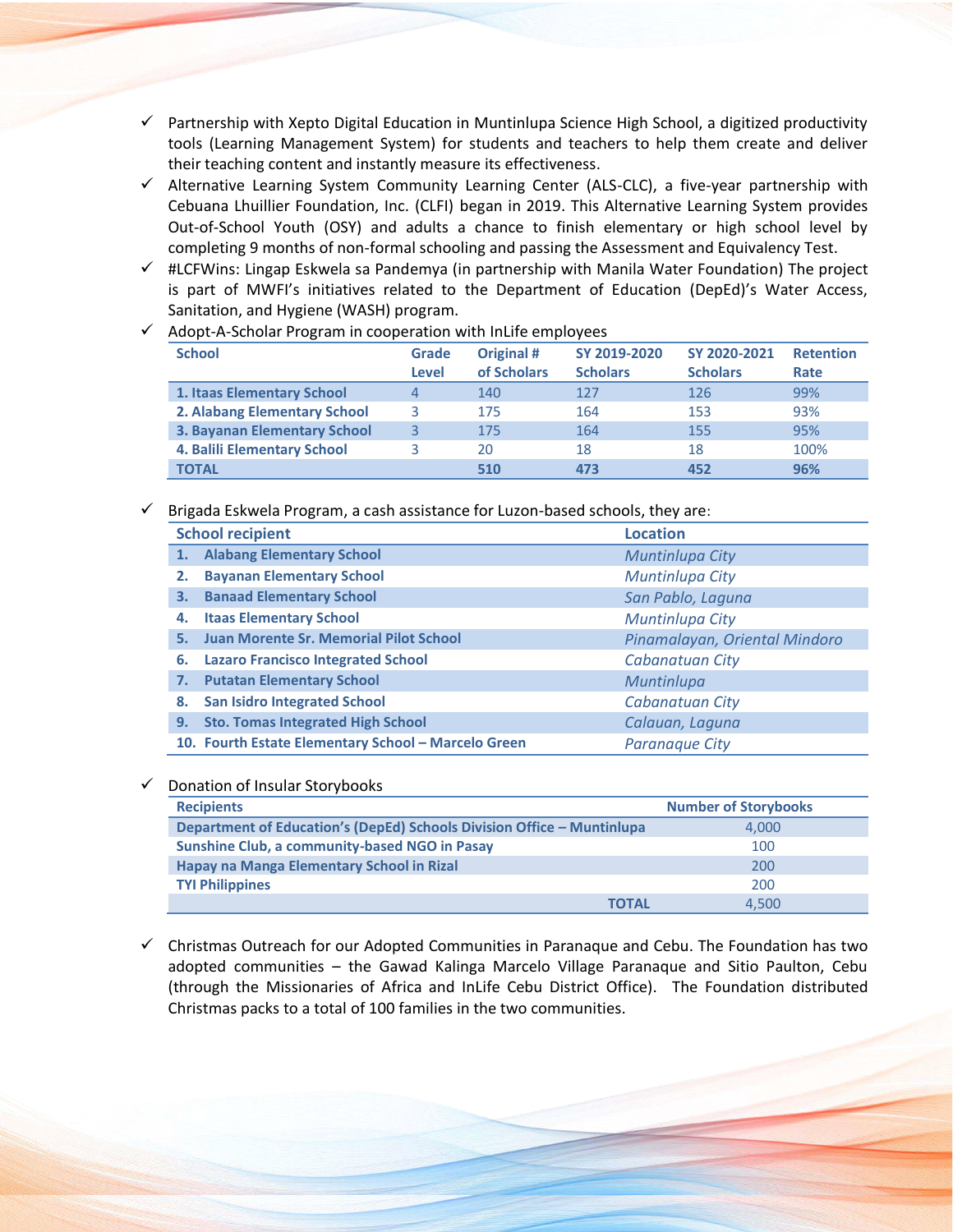- ✓ Partnership with Xepto Digital Education in Muntinlupa Science High School, a digitized productivity tools (Learning Management System) for students and teachers to help them create and deliver their teaching content and instantly measure its effectiveness.
- ✓ Alternative Learning System Community Learning Center (ALS-CLC), a five-year partnership with Cebuana Lhuillier Foundation, Inc. (CLFI) began in 2019. This Alternative Learning System provides Out-of-School Youth (OSY) and adults a chance to finish elementary or high school level by completing 9 months of non-formal schooling and passing the Assessment and Equivalency Test.
- ✓ #LCFWins: Lingap Eskwela sa Pandemya (in partnership with Manila Water Foundation) The project is part of MWFI's initiatives related to the Department of Education (DepEd)'s Water Access, Sanitation, and Hygiene (WASH) program.
- ✓ Adopt-A-Scholar Program in cooperation with InLife employees

| School | Grade Level | Original # of Scholars | SY 2019-2020 Scholars | SY 2020-2021 Scholars | Retention Rate |
|---|---|---|---|---|---|
| **1. Itaas Elementary School** | 4 | 140 | 127 | 126 | 99% |
| **2. Alabang Elementary School** | 3 | 175 | 164 | 153 | 93% |
| **3. Bayanan Elementary School** | 3 | 175 | 164 | 155 | 95% |
| **4. Balili Elementary School** | 3 | 20 | 18 | 18 | 100% |
| **TOTAL** | | **510** | **473** | **452** | **96%** |

- ✓ Brigada Eskwela Program, a cash assistance for Luzon-based schools, they are:

| School recipient | Location |
|---|---|
| **1. Alabang Elementary School** | *Muntinlupa City* |
| **2. Bayanan Elementary School** | *Muntinlupa City* |
| **3. Banaad Elementary School** | *San Pablo, Laguna* |
| **4. Itaas Elementary School** | *Muntinlupa City* |
| **5. Juan Morente Sr. Memorial Pilot School** | *Pinamalayan, Oriental Mindoro* |
| **6. Lazaro Francisco Integrated School** | *Cabanatuan City* |
| **7. Putatan Elementary School** | *Muntinlupa* |
| **8. San Isidro Integrated School** | *Cabanatuan City* |
| **9. Sto. Tomas Integrated High School** | *Calauan, Laguna* |
| **10. Fourth Estate Elementary School – Marcelo Green** | *Paranaque City* |

- ✓ Donation of Insular Storybooks

| Recipients | Number of Storybooks |
|---|---|
| **Department of Education's (DepEd) Schools Division Office – Muntinlupa** | 4,000 |
| **Sunshine Club, a community-based NGO in Pasay** | 100 |
| **Hapay na Manga Elementary School in Rizal** | 200 |
| **TYI Philippines** | 200 |
| **TOTAL** | 4,500 |

- ✓ Christmas Outreach for our Adopted Communities in Paranaque and Cebu. The Foundation has two adopted communities – the Gawad Kalinga Marcelo Village Paranaque and Sitio Paulton, Cebu (through the Missionaries of Africa and InLife Cebu District Office). The Foundation distributed Christmas packs to a total of 100 families in the two communities.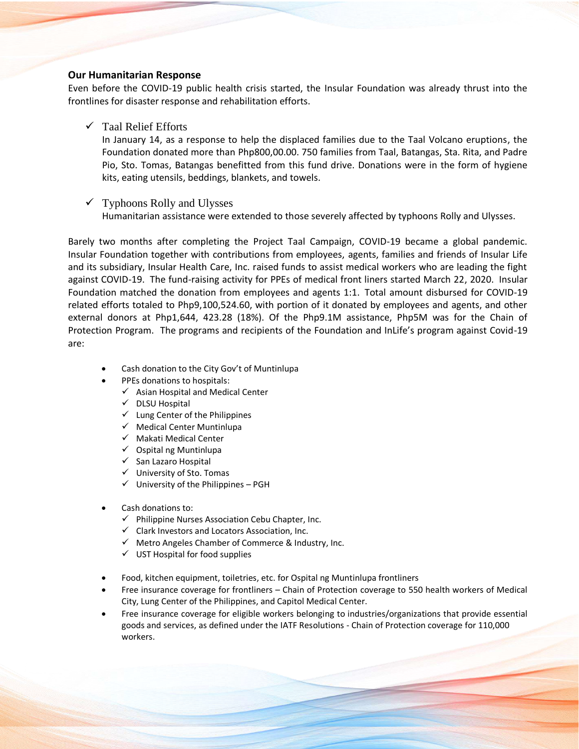**Our Humanitarian Response**

Even before the COVID-19 public health crisis started, the Insular Foundation was already thrust into the frontlines for disaster response and rehabilitation efforts.

- ✓ Taal Relief Efforts
  In January 14, as a response to help the displaced families due to the Taal Volcano eruptions, the Foundation donated more than Php800,00.00. 750 families from Taal, Batangas, Sta. Rita, and Padre Pio, Sto. Tomas, Batangas benefitted from this fund drive. Donations were in the form of hygiene kits, eating utensils, beddings, blankets, and towels.

- ✓ Typhoons Rolly and Ulysses
  Humanitarian assistance were extended to those severely affected by typhoons Rolly and Ulysses.

Barely two months after completing the Project Taal Campaign, COVID-19 became a global pandemic. Insular Foundation together with contributions from employees, agents, families and friends of Insular Life and its subsidiary, Insular Health Care, Inc. raised funds to assist medical workers who are leading the fight against COVID-19. The fund-raising activity for PPEs of medical front liners started March 22, 2020. Insular Foundation matched the donation from employees and agents 1:1. Total amount disbursed for COVID-19 related efforts totaled to Php9,100,524.60, with portion of it donated by employees and agents, and other external donors at Php1,644, 423.28 (18%). Of the Php9.1M assistance, Php5M was for the Chain of Protection Program. The programs and recipients of the Foundation and InLife's program against Covid-19 are:

- Cash donation to the City Gov't of Muntinlupa
- PPEs donations to hospitals:
  - ✓ Asian Hospital and Medical Center
  - ✓ DLSU Hospital
  - ✓ Lung Center of the Philippines
  - ✓ Medical Center Muntinlupa
  - ✓ Makati Medical Center
  - ✓ Ospital ng Muntinlupa
  - ✓ San Lazaro Hospital
  - ✓ University of Sto. Tomas
  - ✓ University of the Philippines – PGH

- Cash donations to:
  - ✓ Philippine Nurses Association Cebu Chapter, Inc.
  - ✓ Clark Investors and Locators Association, Inc.
  - ✓ Metro Angeles Chamber of Commerce & Industry, Inc.
  - ✓ UST Hospital for food supplies

- Food, kitchen equipment, toiletries, etc. for Ospital ng Muntinlupa frontliners
- Free insurance coverage for frontliners – Chain of Protection coverage to 550 health workers of Medical City, Lung Center of the Philippines, and Capitol Medical Center.
- Free insurance coverage for eligible workers belonging to industries/organizations that provide essential goods and services, as defined under the IATF Resolutions - Chain of Protection coverage for 110,000 workers.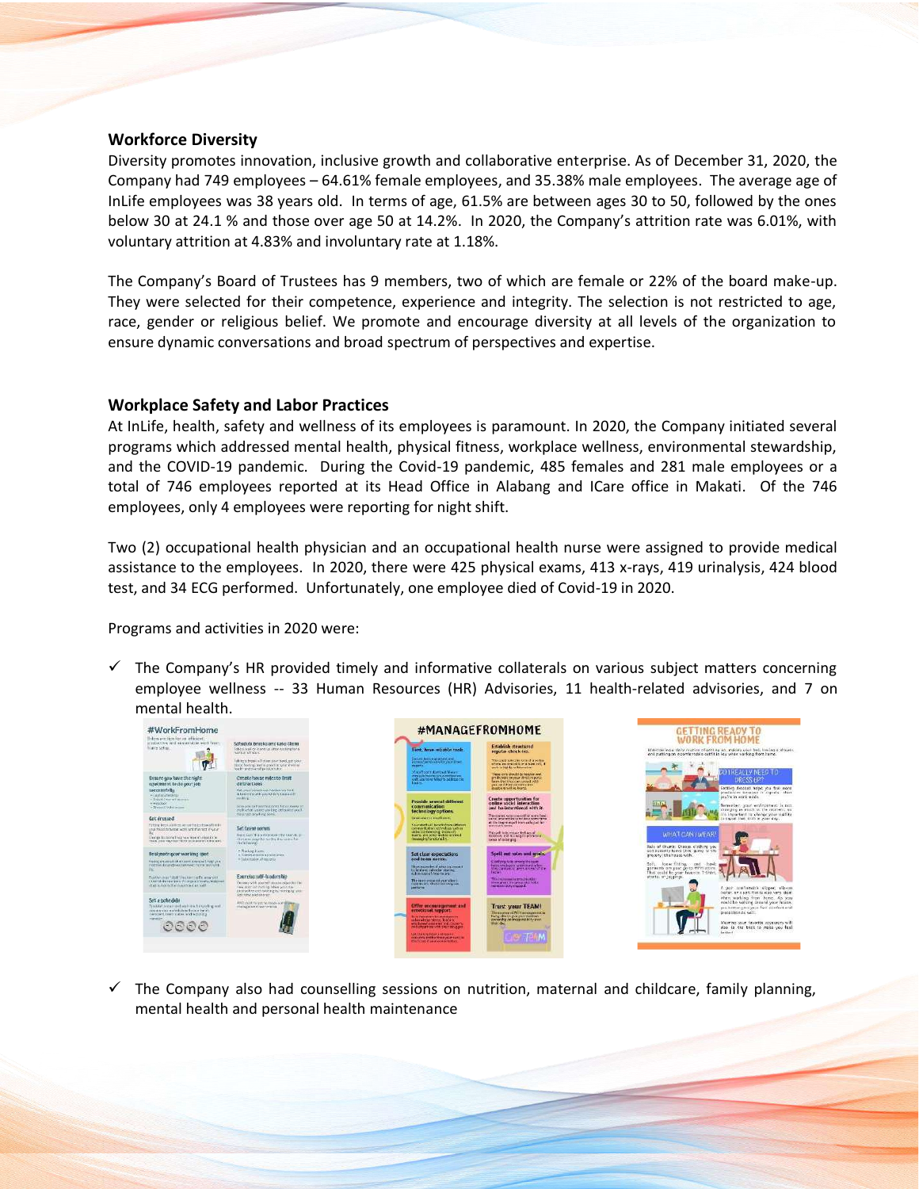## Workforce Diversity

Diversity promotes innovation, inclusive growth and collaborative enterprise. As of December 31, 2020, the Company had 749 employees – 64.61% female employees, and 35.38% male employees. The average age of InLife employees was 38 years old. In terms of age, 61.5% are between ages 30 to 50, followed by the ones below 30 at 24.1 % and those over age 50 at 14.2%. In 2020, the Company's attrition rate was 6.01%, with voluntary attrition at 4.83% and involuntary rate at 1.18%.

The Company's Board of Trustees has 9 members, two of which are female or 22% of the board make-up. They were selected for their competence, experience and integrity. The selection is not restricted to age, race, gender or religious belief. We promote and encourage diversity at all levels of the organization to ensure dynamic conversations and broad spectrum of perspectives and expertise.

## Workplace Safety and Labor Practices

At InLife, health, safety and wellness of its employees is paramount. In 2020, the Company initiated several programs which addressed mental health, physical fitness, workplace wellness, environmental stewardship, and the COVID-19 pandemic. During the Covid-19 pandemic, 485 females and 281 male employees or a total of 746 employees reported at its Head Office in Alabang and ICare office in Makati. Of the 746 employees, only 4 employees were reporting for night shift.

Two (2) occupational health physician and an occupational health nurse were assigned to provide medical assistance to the employees. In 2020, there were 425 physical exams, 413 x-rays, 419 urinalysis, 424 blood test, and 34 ECG performed. Unfortunately, one employee died of Covid-19 in 2020.

Programs and activities in 2020 were:

- ✓ The Company's HR provided timely and informative collaterals on various subject matters concerning employee wellness -- 33 Human Resources (HR) Advisories, 11 health-related advisories, and 7 on mental health.
- ✓ The Company also had counselling sessions on nutrition, maternal and childcare, family planning, mental health and personal health maintenance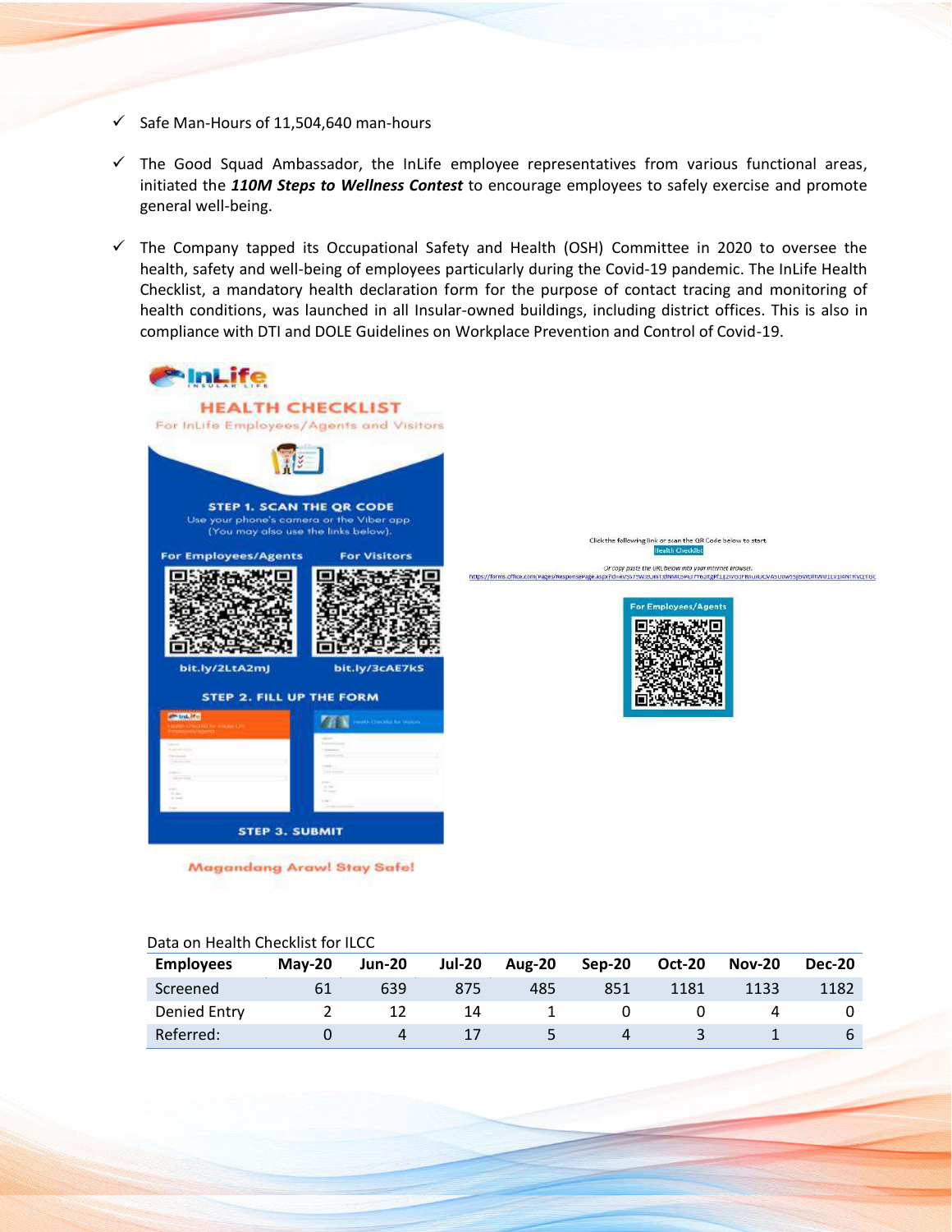- ✓ Safe Man-Hours of 11,504,640 man-hours
- ✓ The Good Squad Ambassador, the InLife employee representatives from various functional areas, initiated the ***110M Steps to Wellness Contest*** to encourage employees to safely exercise and promote general well-being.
- ✓ The Company tapped its Occupational Safety and Health (OSH) Committee in 2020 to oversee the health, safety and well-being of employees particularly during the Covid-19 pandemic. The InLife Health Checklist, a mandatory health declaration form for the purpose of contact tracing and monitoring of health conditions, was launched in all Insular-owned buildings, including district offices. This is also in compliance with DTI and DOLE Guidelines on Workplace Prevention and Control of Covid-19.

Data on Health Checklist for ILCC

| Employees | May-20 | Jun-20 | Jul-20 | Aug-20 | Sep-20 | Oct-20 | Nov-20 | Dec-20 |
|---|---|---|---|---|---|---|---|---|
| Screened | 61 | 639 | 875 | 485 | 851 | 1181 | 1133 | 1182 |
| Denied Entry | 2 | 12 | 14 | 1 | 0 | 0 | 4 | 0 |
| Referred: | 0 | 4 | 17 | 5 | 4 | 3 | 1 | 6 |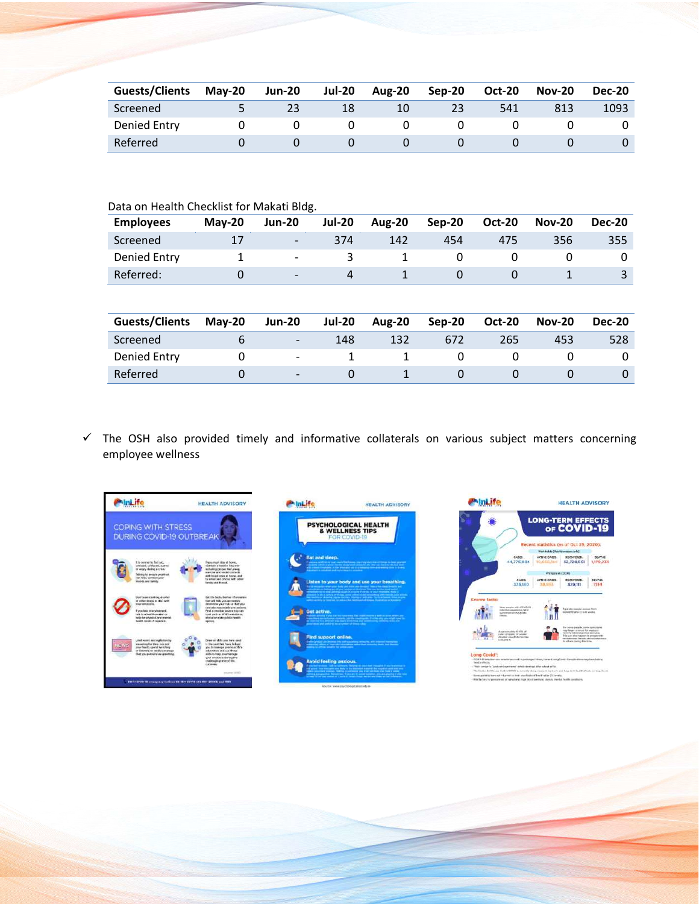| Guests/Clients | May-20 | Jun-20 | Jul-20 | Aug-20 | Sep-20 | Oct-20 | Nov-20 | Dec-20 |
|---|---|---|---|---|---|---|---|---|
| Screened | 5 | 23 | 18 | 10 | 23 | 541 | 813 | 1093 |
| Denied Entry | 0 | 0 | 0 | 0 | 0 | 0 | 0 | 0 |
| Referred | 0 | 0 | 0 | 0 | 0 | 0 | 0 | 0 |

Data on Health Checklist for Makati Bldg.

| Employees | May-20 | Jun-20 | Jul-20 | Aug-20 | Sep-20 | Oct-20 | Nov-20 | Dec-20 |
|---|---|---|---|---|---|---|---|---|
| Screened | 17 | - | 374 | 142 | 454 | 475 | 356 | 355 |
| Denied Entry | 1 | - | 3 | 1 | 0 | 0 | 0 | 0 |
| Referred: | 0 | - | 4 | 1 | 0 | 0 | 1 | 3 |

| Guests/Clients | May-20 | Jun-20 | Jul-20 | Aug-20 | Sep-20 | Oct-20 | Nov-20 | Dec-20 |
|---|---|---|---|---|---|---|---|---|
| Screened | 6 | - | 148 | 132 | 672 | 265 | 453 | 528 |
| Denied Entry | 0 | - | 1 | 1 | 0 | 0 | 0 | 0 |
| Referred | 0 | - | 0 | 1 | 0 | 0 | 0 | 0 |

✓ The OSH also provided timely and informative collaterals on various subject matters concerning employee wellness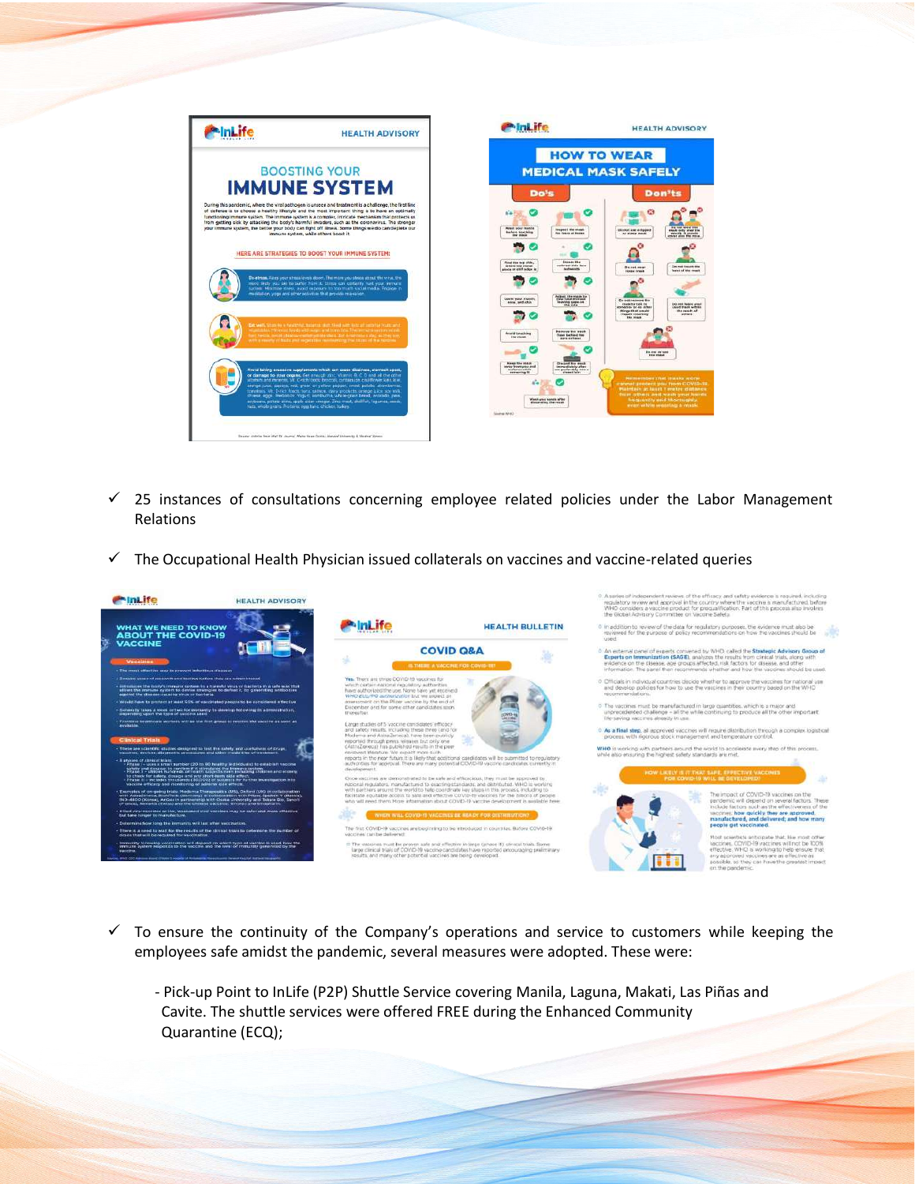- ✓ 25 instances of consultations concerning employee related policies under the Labor Management Relations

- ✓ The Occupational Health Physician issued collaterals on vaccines and vaccine-related queries

- ✓ To ensure the continuity of the Company's operations and service to customers while keeping the employees safe amidst the pandemic, several measures were adopted. These were:

  - Pick-up Point to InLife (P2P) Shuttle Service covering Manila, Laguna, Makati, Las Piñas and Cavite. The shuttle services were offered FREE during the Enhanced Community Quarantine (ECQ);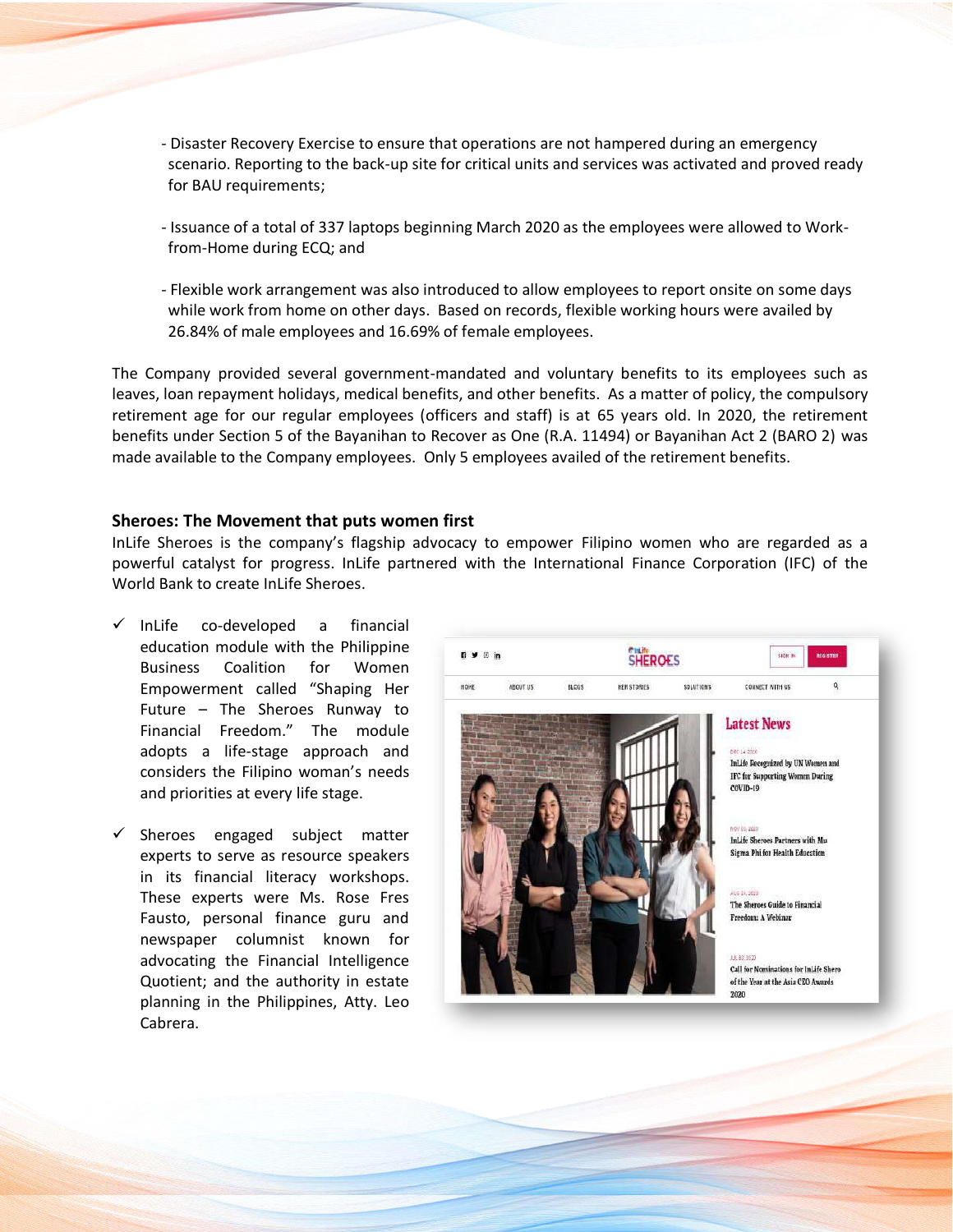- Disaster Recovery Exercise to ensure that operations are not hampered during an emergency scenario. Reporting to the back-up site for critical units and services was activated and proved ready for BAU requirements;

- Issuance of a total of 337 laptops beginning March 2020 as the employees were allowed to Work-from-Home during ECQ; and

- Flexible work arrangement was also introduced to allow employees to report onsite on some days while work from home on other days. Based on records, flexible working hours were availed by 26.84% of male employees and 16.69% of female employees.

The Company provided several government-mandated and voluntary benefits to its employees such as leaves, loan repayment holidays, medical benefits, and other benefits. As a matter of policy, the compulsory retirement age for our regular employees (officers and staff) is at 65 years old. In 2020, the retirement benefits under Section 5 of the Bayanihan to Recover as One (R.A. 11494) or Bayanihan Act 2 (BARO 2) was made available to the Company employees. Only 5 employees availed of the retirement benefits.

## Sheroes: The Movement that puts women first

InLife Sheroes is the company's flagship advocacy to empower Filipino women who are regarded as a powerful catalyst for progress. InLife partnered with the International Finance Corporation (IFC) of the World Bank to create InLife Sheroes.

- ✓ InLife co-developed a financial education module with the Philippine Business Coalition for Women Empowerment called "Shaping Her Future – The Sheroes Runway to Financial Freedom." The module adopts a life-stage approach and considers the Filipino woman's needs and priorities at every life stage.

- ✓ Sheroes engaged subject matter experts to serve as resource speakers in its financial literacy workshops. These experts were Ms. Rose Fres Fausto, personal finance guru and newspaper columnist known for advocating the Financial Intelligence Quotient; and the authority in estate planning in the Philippines, Atty. Leo Cabrera.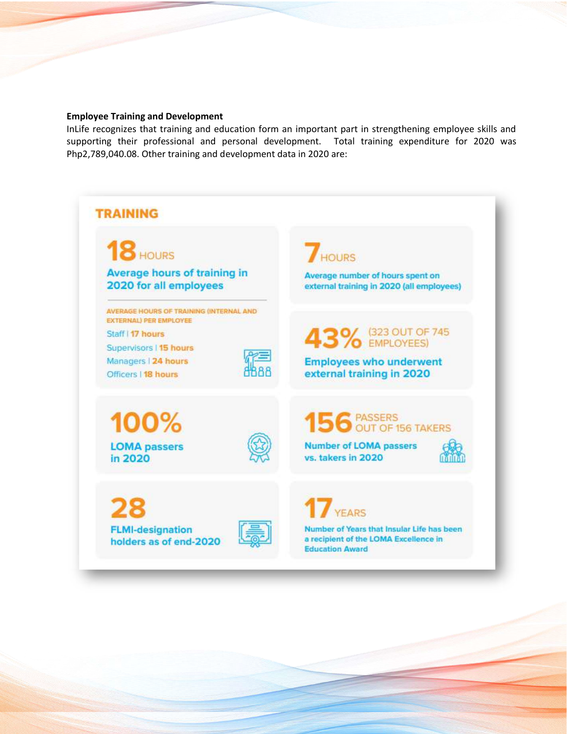**Employee Training and Development**

InLife recognizes that training and education form an important part in strengthening employee skills and supporting their professional and personal development. Total training expenditure for 2020 was Php2,789,040.08. Other training and development data in 2020 are:

## TRAINING

**18 HOURS**

**Average hours of training in 2020 for all employees**

AVERAGE HOURS OF TRAINING (INTERNAL AND EXTERNAL) PER EMPLOYEE

- Staff | 17 hours
- Supervisors | 15 hours
- Managers | 24 hours
- Officers | 18 hours

**7 HOURS**

Average number of hours spent on external training in 2020 (all employees)

**43%** (323 OUT OF 745 EMPLOYEES)

**Employees who underwent external training in 2020**

**100%**

**LOMA passers in 2020**

**156 PASSERS OUT OF 156 TAKERS**

Number of LOMA passers vs. takers in 2020

**28**

**FLMI-designation holders as of end-2020**

**17 YEARS**

Number of Years that Insular Life has been a recipient of the LOMA Excellence in Education Award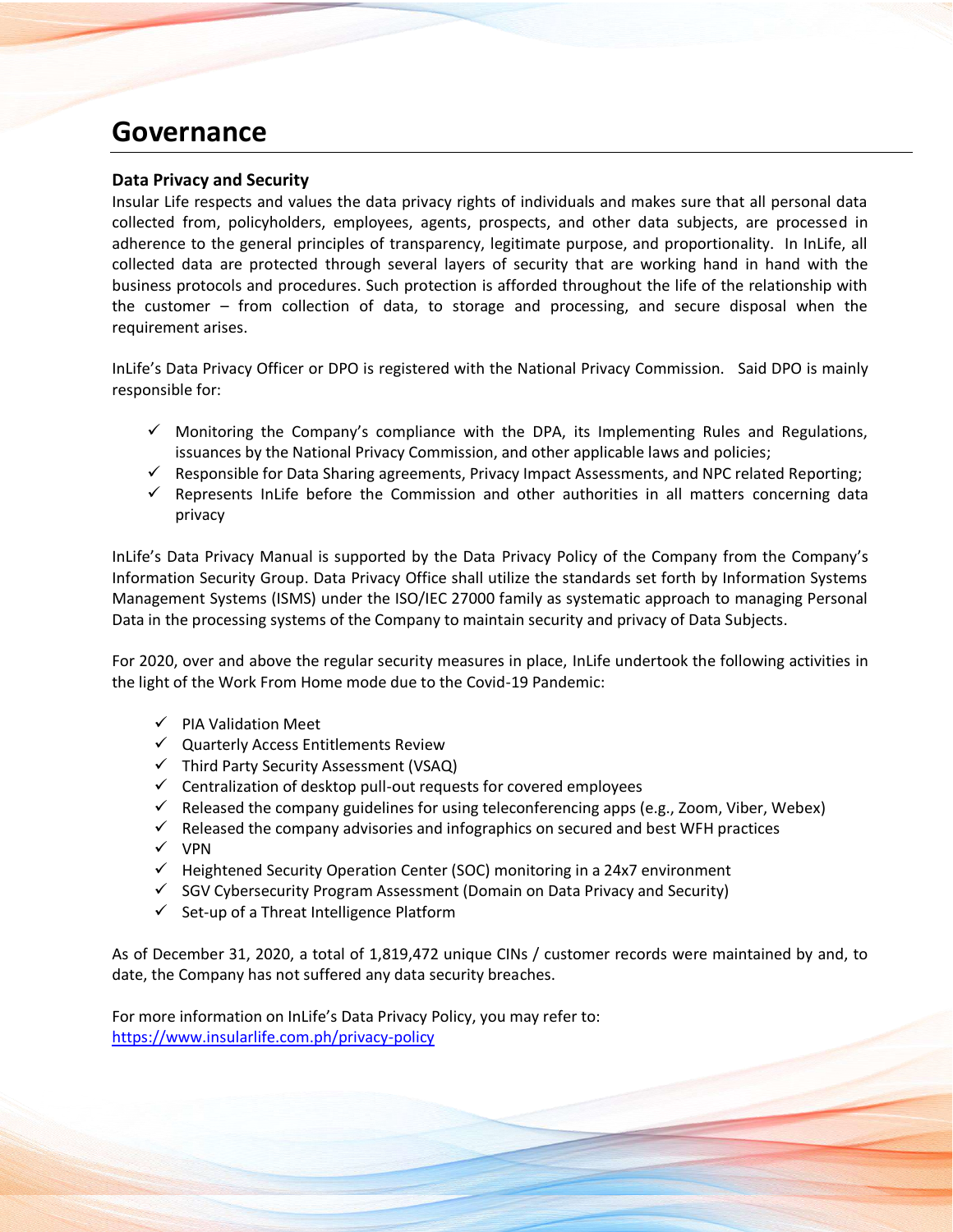# Governance

### Data Privacy and Security

Insular Life respects and values the data privacy rights of individuals and makes sure that all personal data collected from, policyholders, employees, agents, prospects, and other data subjects, are processed in adherence to the general principles of transparency, legitimate purpose, and proportionality. In InLife, all collected data are protected through several layers of security that are working hand in hand with the business protocols and procedures. Such protection is afforded throughout the life of the relationship with the customer – from collection of data, to storage and processing, and secure disposal when the requirement arises.

InLife's Data Privacy Officer or DPO is registered with the National Privacy Commission. Said DPO is mainly responsible for:

- ✓ Monitoring the Company's compliance with the DPA, its Implementing Rules and Regulations, issuances by the National Privacy Commission, and other applicable laws and policies;
- ✓ Responsible for Data Sharing agreements, Privacy Impact Assessments, and NPC related Reporting;
- ✓ Represents InLife before the Commission and other authorities in all matters concerning data privacy

InLife's Data Privacy Manual is supported by the Data Privacy Policy of the Company from the Company's Information Security Group. Data Privacy Office shall utilize the standards set forth by Information Systems Management Systems (ISMS) under the ISO/IEC 27000 family as systematic approach to managing Personal Data in the processing systems of the Company to maintain security and privacy of Data Subjects.

For 2020, over and above the regular security measures in place, InLife undertook the following activities in the light of the Work From Home mode due to the Covid-19 Pandemic:

- ✓ PIA Validation Meet
- ✓ Quarterly Access Entitlements Review
- ✓ Third Party Security Assessment (VSAQ)
- ✓ Centralization of desktop pull-out requests for covered employees
- ✓ Released the company guidelines for using teleconferencing apps (e.g., Zoom, Viber, Webex)
- ✓ Released the company advisories and infographics on secured and best WFH practices
- ✓ VPN
- ✓ Heightened Security Operation Center (SOC) monitoring in a 24x7 environment
- ✓ SGV Cybersecurity Program Assessment (Domain on Data Privacy and Security)
- ✓ Set-up of a Threat Intelligence Platform

As of December 31, 2020, a total of 1,819,472 unique CINs / customer records were maintained by and, to date, the Company has not suffered any data security breaches.

For more information on InLife's Data Privacy Policy, you may refer to:
https://www.insularlife.com.ph/privacy-policy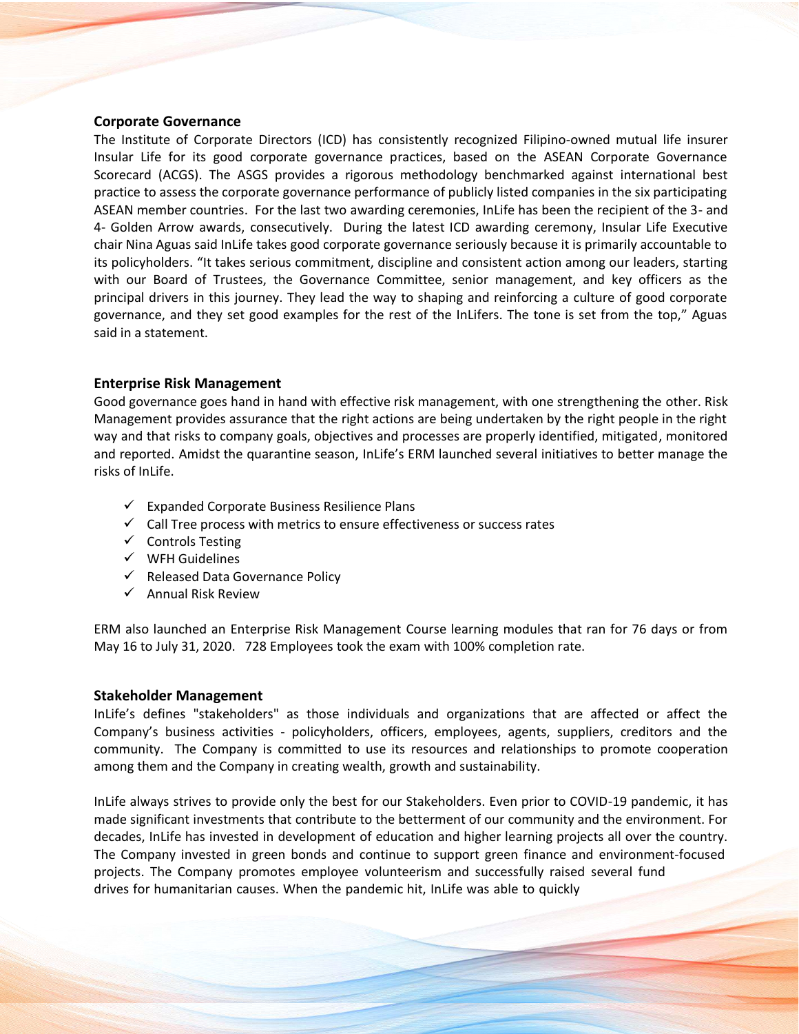**Corporate Governance**

The Institute of Corporate Directors (ICD) has consistently recognized Filipino-owned mutual life insurer Insular Life for its good corporate governance practices, based on the ASEAN Corporate Governance Scorecard (ACGS). The ASGS provides a rigorous methodology benchmarked against international best practice to assess the corporate governance performance of publicly listed companies in the six participating ASEAN member countries. For the last two awarding ceremonies, InLife has been the recipient of the 3- and 4- Golden Arrow awards, consecutively. During the latest ICD awarding ceremony, Insular Life Executive chair Nina Aguas said InLife takes good corporate governance seriously because it is primarily accountable to its policyholders. "It takes serious commitment, discipline and consistent action among our leaders, starting with our Board of Trustees, the Governance Committee, senior management, and key officers as the principal drivers in this journey. They lead the way to shaping and reinforcing a culture of good corporate governance, and they set good examples for the rest of the InLifers. The tone is set from the top," Aguas said in a statement.

**Enterprise Risk Management**

Good governance goes hand in hand with effective risk management, with one strengthening the other. Risk Management provides assurance that the right actions are being undertaken by the right people in the right way and that risks to company goals, objectives and processes are properly identified, mitigated, monitored and reported. Amidst the quarantine season, InLife's ERM launched several initiatives to better manage the risks of InLife.

- ✓ Expanded Corporate Business Resilience Plans
- ✓ Call Tree process with metrics to ensure effectiveness or success rates
- ✓ Controls Testing
- ✓ WFH Guidelines
- ✓ Released Data Governance Policy
- ✓ Annual Risk Review

ERM also launched an Enterprise Risk Management Course learning modules that ran for 76 days or from May 16 to July 31, 2020. 728 Employees took the exam with 100% completion rate.

**Stakeholder Management**

InLife's defines "stakeholders" as those individuals and organizations that are affected or affect the Company's business activities - policyholders, officers, employees, agents, suppliers, creditors and the community. The Company is committed to use its resources and relationships to promote cooperation among them and the Company in creating wealth, growth and sustainability.

InLife always strives to provide only the best for our Stakeholders. Even prior to COVID-19 pandemic, it has made significant investments that contribute to the betterment of our community and the environment. For decades, InLife has invested in development of education and higher learning projects all over the country. The Company invested in green bonds and continue to support green finance and environment-focused projects. The Company promotes employee volunteerism and successfully raised several fund drives for humanitarian causes. When the pandemic hit, InLife was able to quickly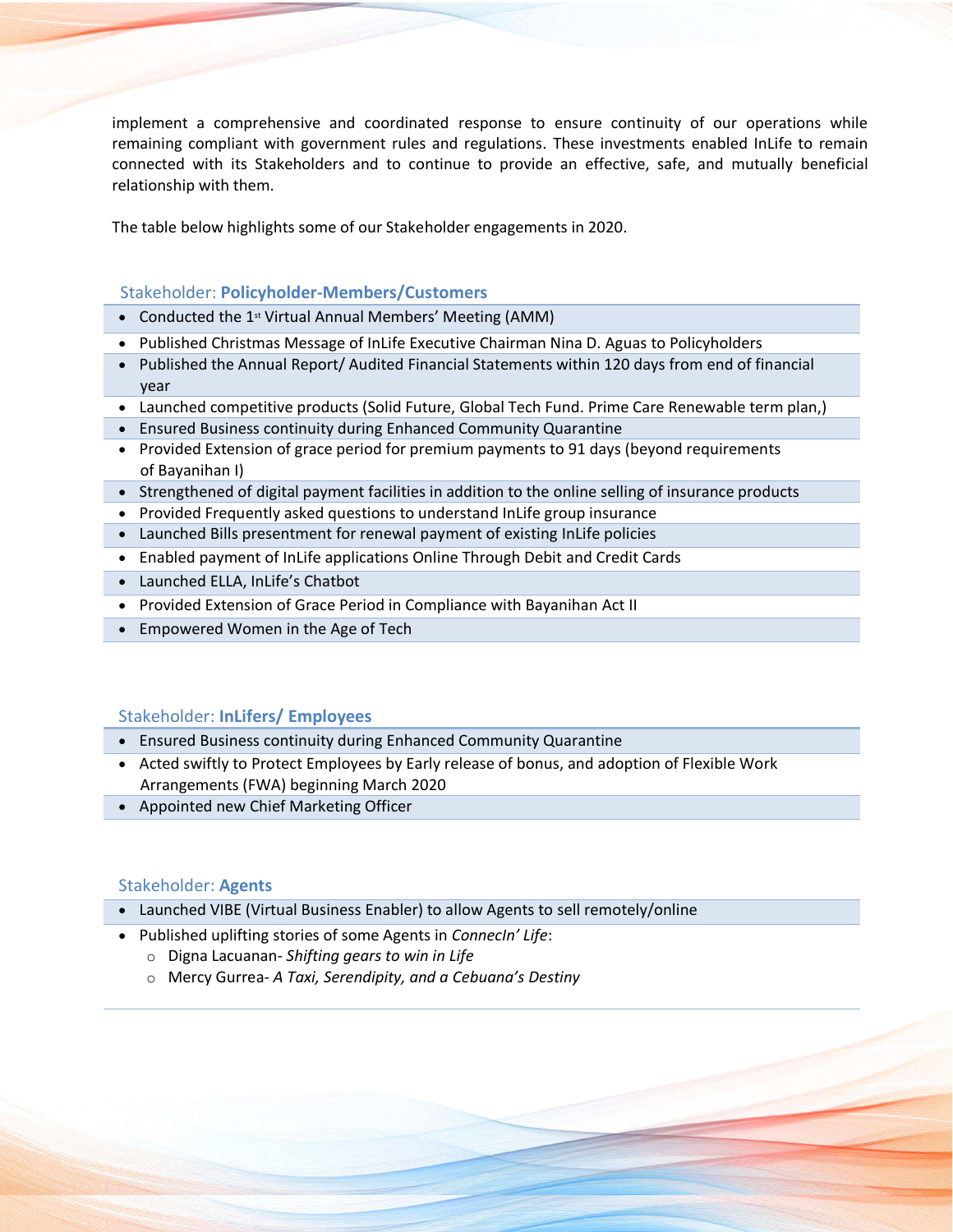implement a comprehensive and coordinated response to ensure continuity of our operations while remaining compliant with government rules and regulations. These investments enabled InLife to remain connected with its Stakeholders and to continue to provide an effective, safe, and mutually beneficial relationship with them.

The table below highlights some of our Stakeholder engagements in 2020.

### Stakeholder: **Policyholder-Members/Customers**

- Conducted the 1st Virtual Annual Members' Meeting (AMM)
- Published Christmas Message of InLife Executive Chairman Nina D. Aguas to Policyholders
- Published the Annual Report/ Audited Financial Statements within 120 days from end of financial year
- Launched competitive products (Solid Future, Global Tech Fund. Prime Care Renewable term plan,)
- Ensured Business continuity during Enhanced Community Quarantine
- Provided Extension of grace period for premium payments to 91 days (beyond requirements of Bayanihan I)
- Strengthened of digital payment facilities in addition to the online selling of insurance products
- Provided Frequently asked questions to understand InLife group insurance
- Launched Bills presentment for renewal payment of existing InLife policies
- Enabled payment of InLife applications Online Through Debit and Credit Cards
- Launched ELLA, InLife's Chatbot
- Provided Extension of Grace Period in Compliance with Bayanihan Act II
- Empowered Women in the Age of Tech

### Stakeholder: **InLifers/ Employees**

- Ensured Business continuity during Enhanced Community Quarantine
- Acted swiftly to Protect Employees by Early release of bonus, and adoption of Flexible Work Arrangements (FWA) beginning March 2020
- Appointed new Chief Marketing Officer

### Stakeholder: **Agents**

- Launched VIBE (Virtual Business Enabler) to allow Agents to sell remotely/online
- Published uplifting stories of some Agents in *ConnecIn' Life*:
  - Digna Lacuanan- *Shifting gears to win in Life*
  - Mercy Gurrea- *A Taxi, Serendipity, and a Cebuana's Destiny*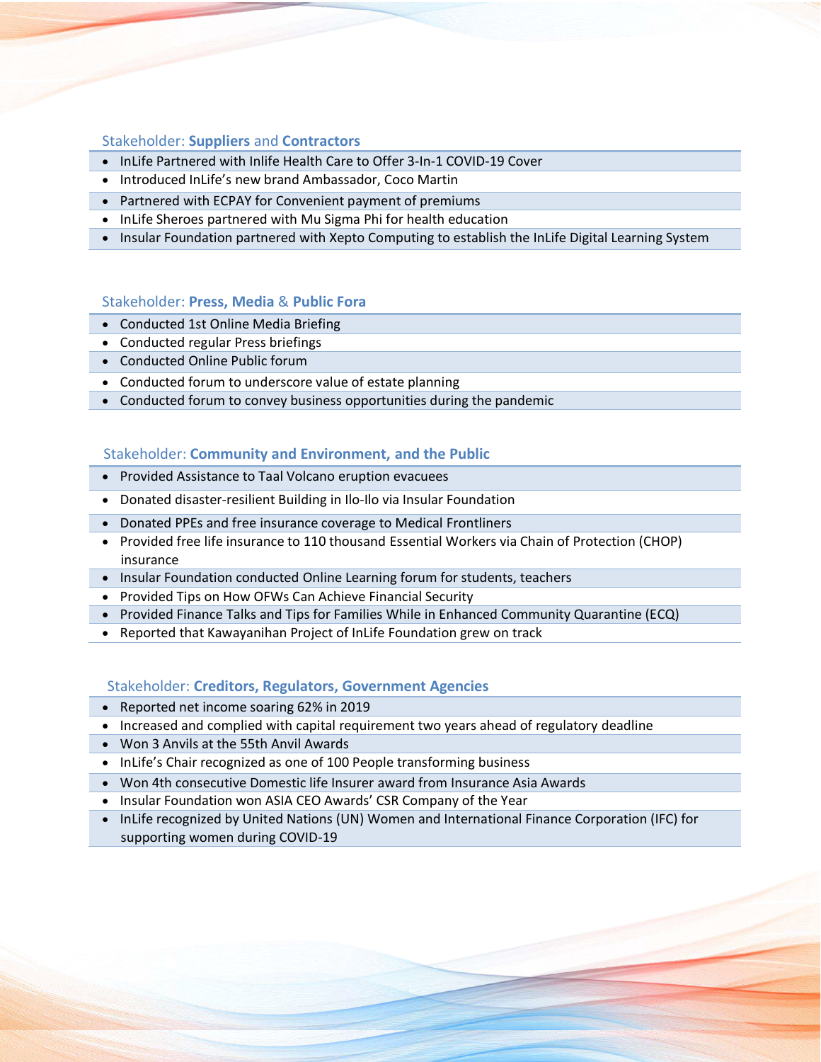### Stakeholder: **Suppliers** and **Contractors**

- InLife Partnered with Inlife Health Care to Offer 3-In-1 COVID-19 Cover
- Introduced InLife's new brand Ambassador, Coco Martin
- Partnered with ECPAY for Convenient payment of premiums
- InLife Sheroes partnered with Mu Sigma Phi for health education
- Insular Foundation partnered with Xepto Computing to establish the InLife Digital Learning System

### Stakeholder: **Press, Media** & **Public Fora**

- Conducted 1st Online Media Briefing
- Conducted regular Press briefings
- Conducted Online Public forum
- Conducted forum to underscore value of estate planning
- Conducted forum to convey business opportunities during the pandemic

### Stakeholder: **Community and Environment, and the Public**

- Provided Assistance to Taal Volcano eruption evacuees
- Donated disaster-resilient Building in Ilo-Ilo via Insular Foundation
- Donated PPEs and free insurance coverage to Medical Frontliners
- Provided free life insurance to 110 thousand Essential Workers via Chain of Protection (CHOP) insurance
- Insular Foundation conducted Online Learning forum for students, teachers
- Provided Tips on How OFWs Can Achieve Financial Security
- Provided Finance Talks and Tips for Families While in Enhanced Community Quarantine (ECQ)
- Reported that Kawayanihan Project of InLife Foundation grew on track

### Stakeholder: **Creditors, Regulators, Government Agencies**

- Reported net income soaring 62% in 2019
- Increased and complied with capital requirement two years ahead of regulatory deadline
- Won 3 Anvils at the 55th Anvil Awards
- InLife's Chair recognized as one of 100 People transforming business
- Won 4th consecutive Domestic life Insurer award from Insurance Asia Awards
- Insular Foundation won ASIA CEO Awards' CSR Company of the Year
- InLife recognized by United Nations (UN) Women and International Finance Corporation (IFC) for supporting women during COVID-19